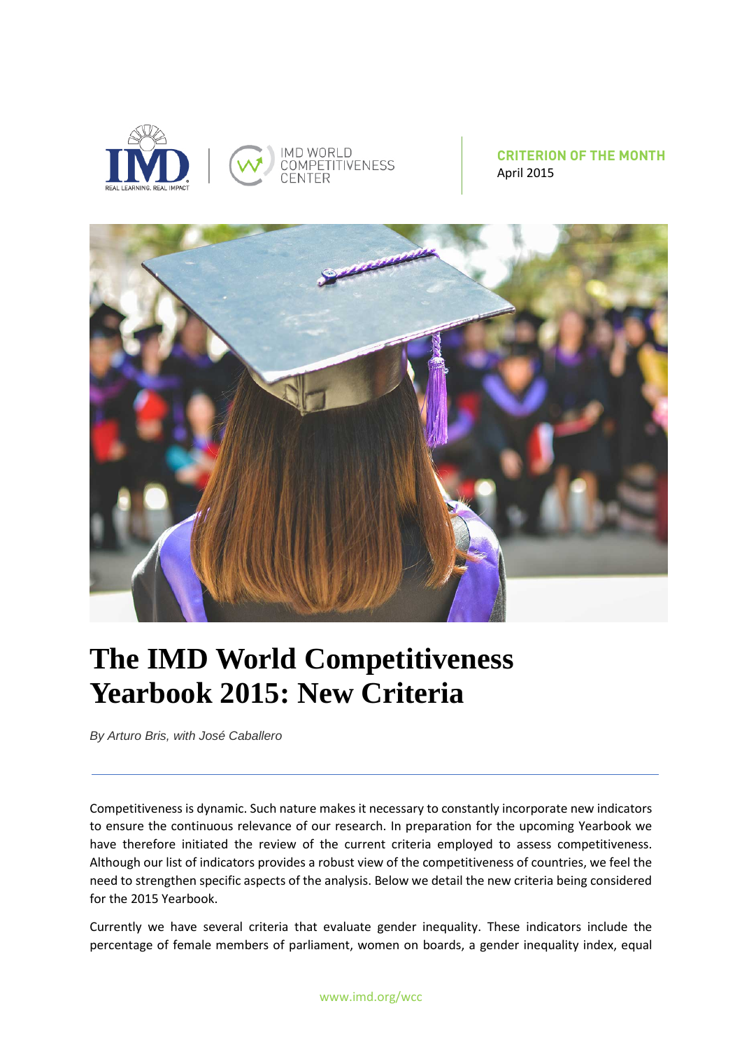**CRITERION OF THE MONTH**
April 2015

# The IMD World Competitiveness Yearbook 2015: New Criteria

*By Arturo Bris, with José Caballero*

Competitiveness is dynamic. Such nature makes it necessary to constantly incorporate new indicators to ensure the continuous relevance of our research. In preparation for the upcoming Yearbook we have therefore initiated the review of the current criteria employed to assess competitiveness. Although our list of indicators provides a robust view of the competitiveness of countries, we feel the need to strengthen specific aspects of the analysis. Below we detail the new criteria being considered for the 2015 Yearbook.

Currently we have several criteria that evaluate gender inequality. These indicators include the percentage of female members of parliament, women on boards, a gender inequality index, equal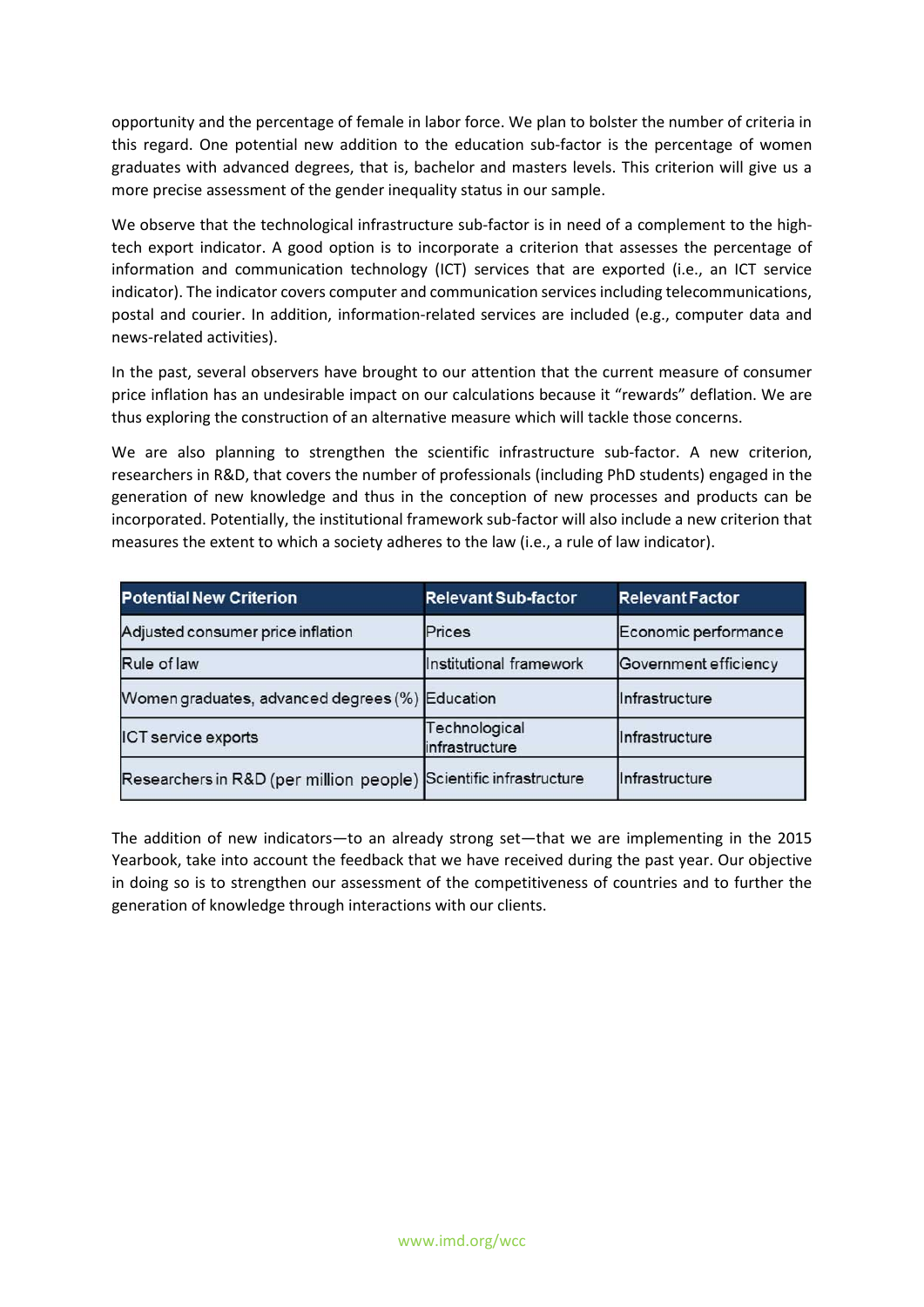opportunity and the percentage of female in labor force. We plan to bolster the number of criteria in this regard. One potential new addition to the education sub-factor is the percentage of women graduates with advanced degrees, that is, bachelor and masters levels. This criterion will give us a more precise assessment of the gender inequality status in our sample.

We observe that the technological infrastructure sub-factor is in need of a complement to the high-tech export indicator. A good option is to incorporate a criterion that assesses the percentage of information and communication technology (ICT) services that are exported (i.e., an ICT service indicator). The indicator covers computer and communication services including telecommunications, postal and courier. In addition, information-related services are included (e.g., computer data and news-related activities).

In the past, several observers have brought to our attention that the current measure of consumer price inflation has an undesirable impact on our calculations because it "rewards" deflation. We are thus exploring the construction of an alternative measure which will tackle those concerns.

We are also planning to strengthen the scientific infrastructure sub-factor. A new criterion, researchers in R&D, that covers the number of professionals (including PhD students) engaged in the generation of new knowledge and thus in the conception of new processes and products can be incorporated. Potentially, the institutional framework sub-factor will also include a new criterion that measures the extent to which a society adheres to the law (i.e., a rule of law indicator).

| Potential New Criterion | Relevant Sub-factor | Relevant Factor |
| --- | --- | --- |
| Adjusted consumer price inflation | Prices | Economic performance |
| Rule of law | Institutional framework | Government efficiency |
| Women graduates, advanced degrees (%) | Education | Infrastructure |
| ICT service exports | Technological infrastructure | Infrastructure |
| Researchers in R&D (per million people) | Scientific infrastructure | Infrastructure |

The addition of new indicators—to an already strong set—that we are implementing in the 2015 Yearbook, take into account the feedback that we have received during the past year. Our objective in doing so is to strengthen our assessment of the competitiveness of countries and to further the generation of knowledge through interactions with our clients.